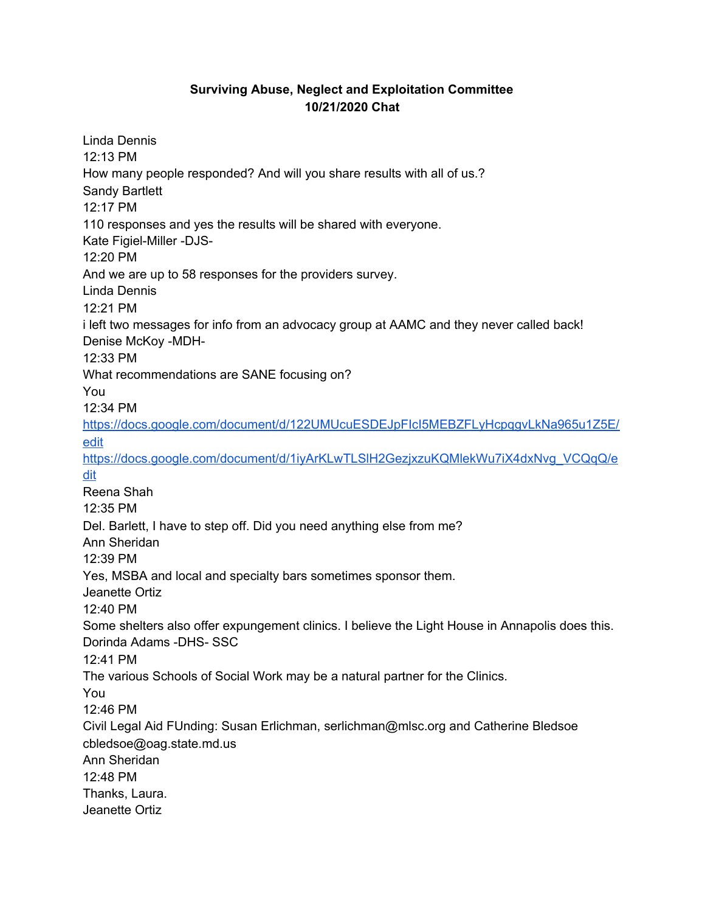**Surviving Abuse, Neglect and Exploitation Committee**
**10/21/2020 Chat**

Linda Dennis
12:13 PM
How many people responded? And will you share results with all of us.?
Sandy Bartlett
12:17 PM
110 responses and yes the results will be shared with everyone.
Kate Figiel-Miller -DJS-
12:20 PM
And we are up to 58 responses for the providers survey.
Linda Dennis
12:21 PM
i left two messages for info from an advocacy group at AAMC and they never called back!
Denise McKoy -MDH-
12:33 PM
What recommendations are SANE focusing on?
You
12:34 PM
[https://docs.google.com/document/d/122UMUcuESDEJpFIcI5MEBZFLyHcpqgvLkNa965u1Z5E/edit](https://docs.google.com/document/d/122UMUcuESDEJpFIcI5MEBZFLyHcpqgvLkNa965u1Z5E/edit)
[https://docs.google.com/document/d/1iyArKLwTLSlH2GezjxzuKQMlekWu7iX4dxNvg_VCQqQ/edit](https://docs.google.com/document/d/1iyArKLwTLSlH2GezjxzuKQMlekWu7iX4dxNvg_VCQqQ/edit)
Reena Shah
12:35 PM
Del. Barlett, I have to step off. Did you need anything else from me?
Ann Sheridan
12:39 PM
Yes, MSBA and local and specialty bars sometimes sponsor them.
Jeanette Ortiz
12:40 PM
Some shelters also offer expungement clinics. I believe the Light House in Annapolis does this.
Dorinda Adams -DHS- SSC
12:41 PM
The various Schools of Social Work may be a natural partner for the Clinics.
You
12:46 PM
Civil Legal Aid FUnding: Susan Erlichman, serlichman@mlsc.org and Catherine Bledsoe cbledsoe@oag.state.md.us
Ann Sheridan
12:48 PM
Thanks, Laura.
Jeanette Ortiz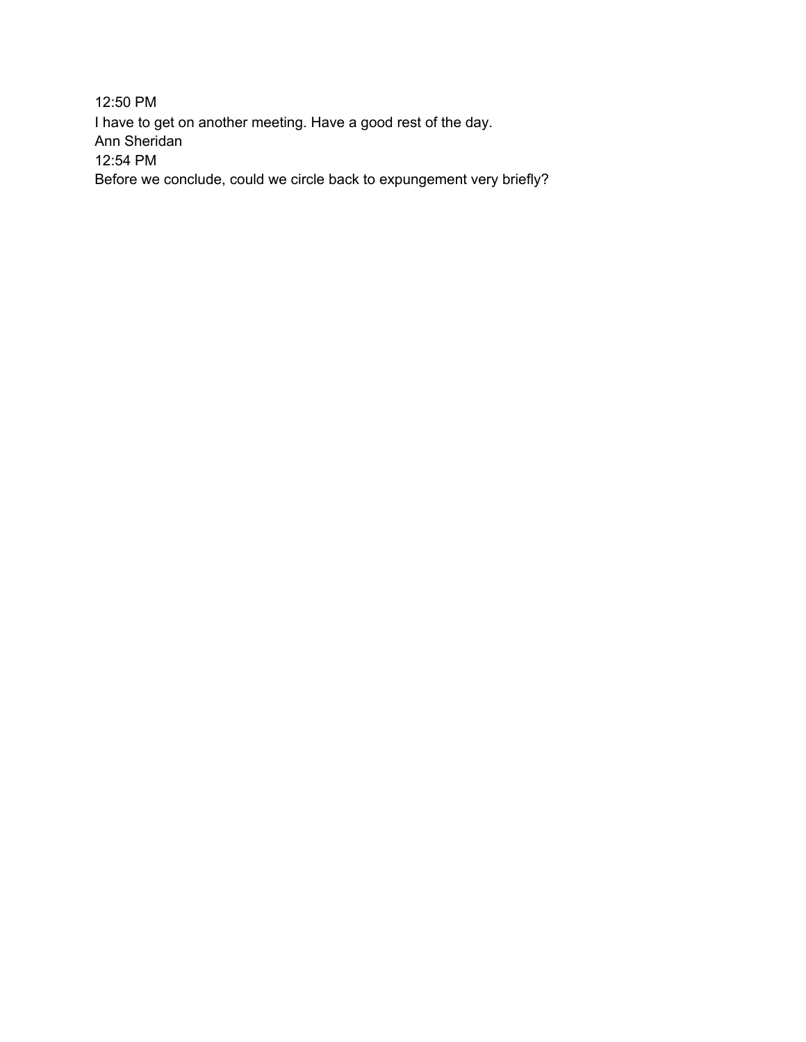12:50 PM
I have to get on another meeting. Have a good rest of the day.
Ann Sheridan
12:54 PM
Before we conclude, could we circle back to expungement very briefly?